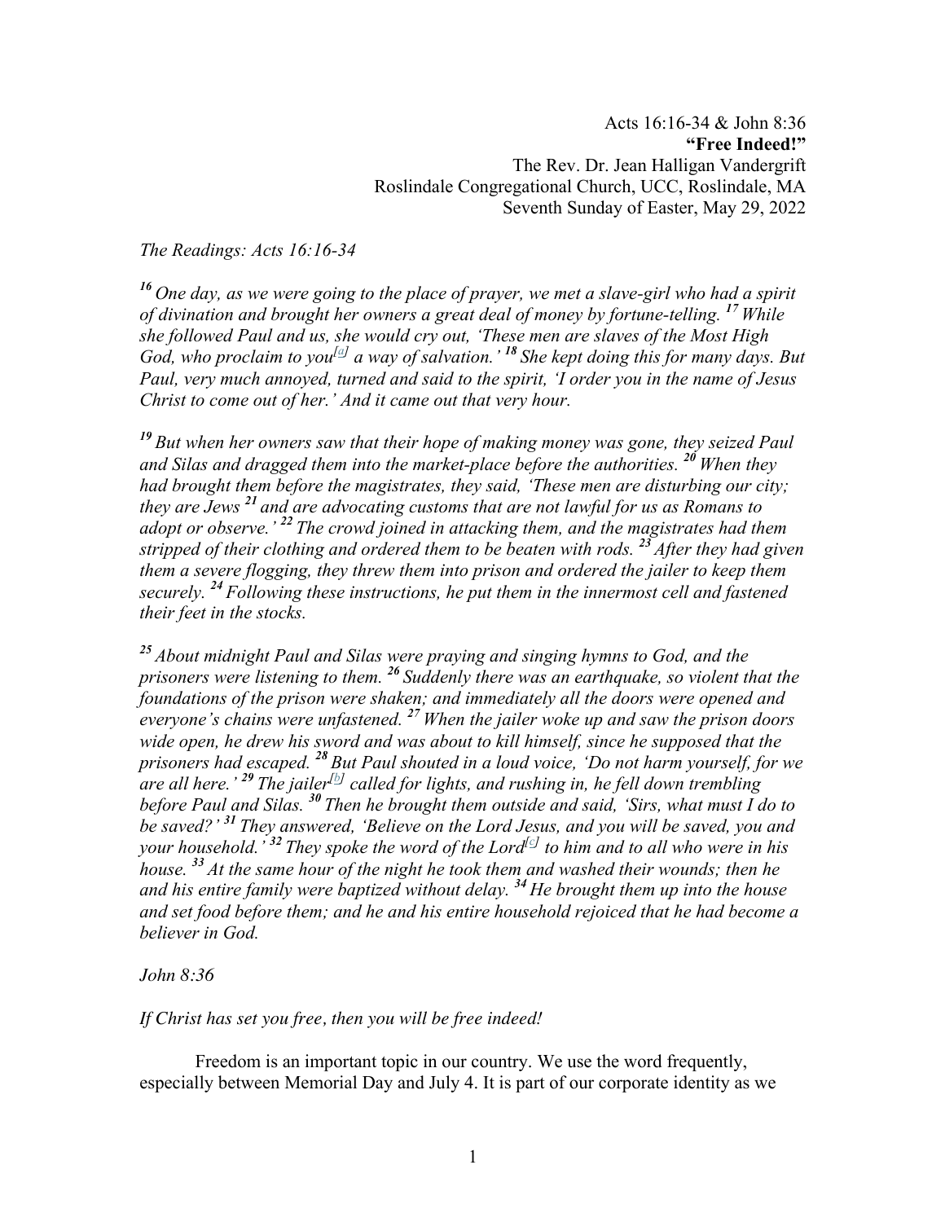Acts 16:16-34 & John 8:36
**"Free Indeed!"**
The Rev. Dr. Jean Halligan Vandergrift
Roslindale Congregational Church, UCC, Roslindale, MA
Seventh Sunday of Easter, May 29, 2022

*The Readings: Acts 16:16-34*

*[16] One day, as we were going to the place of prayer, we met a slave-girl who had a spirit of divination and brought her owners a great deal of money by fortune-telling. [17] While she followed Paul and us, she would cry out, 'These men are slaves of the Most High God, who proclaim to you[a] a way of salvation.' [18] She kept doing this for many days. But Paul, very much annoyed, turned and said to the spirit, 'I order you in the name of Jesus Christ to come out of her.' And it came out that very hour.*

*[19] But when her owners saw that their hope of making money was gone, they seized Paul and Silas and dragged them into the market-place before the authorities. [20] When they had brought them before the magistrates, they said, 'These men are disturbing our city; they are Jews [21] and are advocating customs that are not lawful for us as Romans to adopt or observe.' [22] The crowd joined in attacking them, and the magistrates had them stripped of their clothing and ordered them to be beaten with rods. [23] After they had given them a severe flogging, they threw them into prison and ordered the jailer to keep them securely. [24] Following these instructions, he put them in the innermost cell and fastened their feet in the stocks.*

*[25] About midnight Paul and Silas were praying and singing hymns to God, and the prisoners were listening to them. [26] Suddenly there was an earthquake, so violent that the foundations of the prison were shaken; and immediately all the doors were opened and everyone's chains were unfastened. [27] When the jailer woke up and saw the prison doors wide open, he drew his sword and was about to kill himself, since he supposed that the prisoners had escaped. [28] But Paul shouted in a loud voice, 'Do not harm yourself, for we are all here.' [29] The jailer[b] called for lights, and rushing in, he fell down trembling before Paul and Silas. [30] Then he brought them outside and said, 'Sirs, what must I do to be saved?' [31] They answered, 'Believe on the Lord Jesus, and you will be saved, you and your household.' [32] They spoke the word of the Lord[c] to him and to all who were in his house. [33] At the same hour of the night he took them and washed their wounds; then he and his entire family were baptized without delay. [34] He brought them up into the house and set food before them; and he and his entire household rejoiced that he had become a believer in God.*

*John 8:36*

*If Christ has set you free, then you will be free indeed!*

Freedom is an important topic in our country. We use the word frequently, especially between Memorial Day and July 4. It is part of our corporate identity as we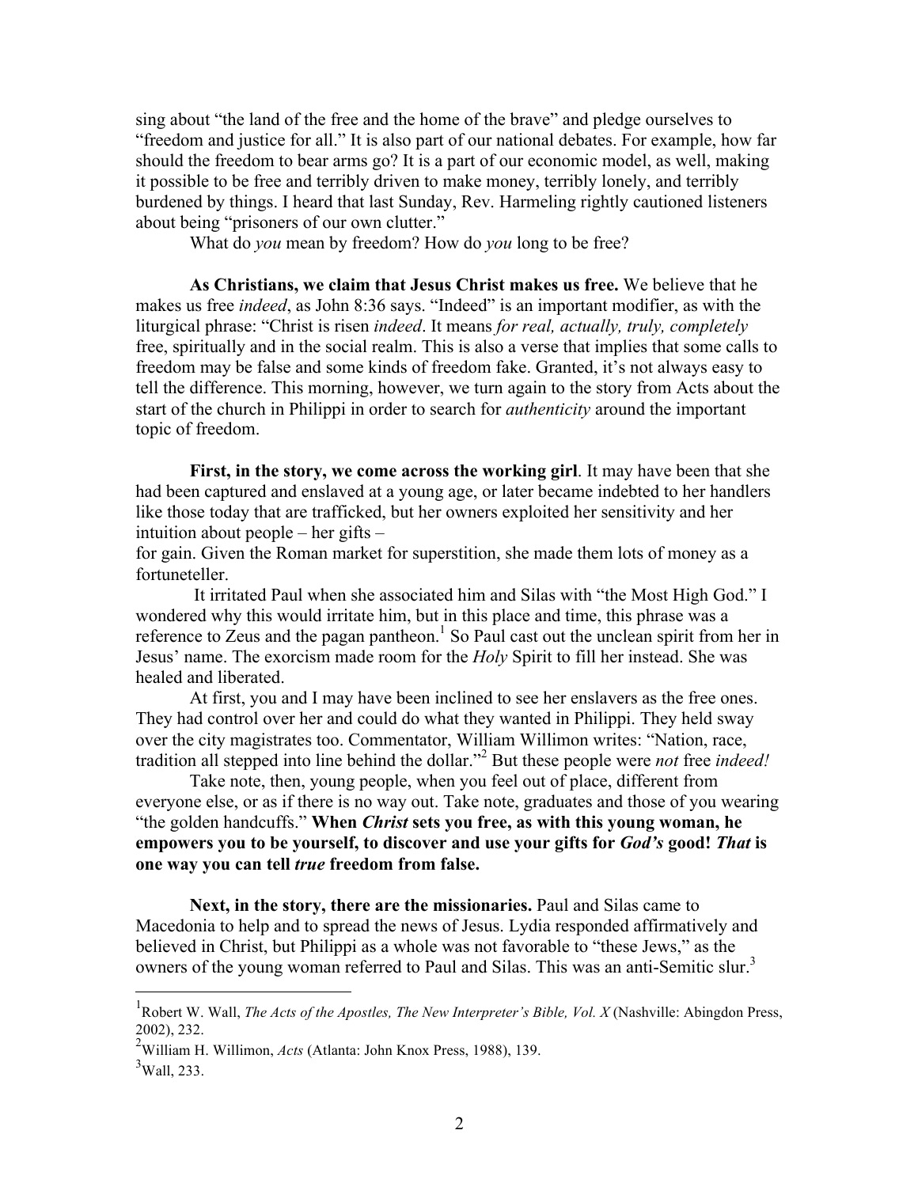sing about "the land of the free and the home of the brave" and pledge ourselves to "freedom and justice for all." It is also part of our national debates. For example, how far should the freedom to bear arms go? It is a part of our economic model, as well, making it possible to be free and terribly driven to make money, terribly lonely, and terribly burdened by things. I heard that last Sunday, Rev. Harmeling rightly cautioned listeners about being "prisoners of our own clutter."

What do *you* mean by freedom? How do *you* long to be free?

**As Christians, we claim that Jesus Christ makes us free.** We believe that he makes us free *indeed*, as John 8:36 says. "Indeed" is an important modifier, as with the liturgical phrase: "Christ is risen *indeed*. It means *for real, actually, truly, completely* free, spiritually and in the social realm. This is also a verse that implies that some calls to freedom may be false and some kinds of freedom fake. Granted, it's not always easy to tell the difference. This morning, however, we turn again to the story from Acts about the start of the church in Philippi in order to search for *authenticity* around the important topic of freedom.

**First, in the story, we come across the working girl**. It may have been that she had been captured and enslaved at a young age, or later became indebted to her handlers like those today that are trafficked, but her owners exploited her sensitivity and her intuition about people – her gifts – for gain. Given the Roman market for superstition, she made them lots of money as a fortuneteller.

It irritated Paul when she associated him and Silas with "the Most High God." I wondered why this would irritate him, but in this place and time, this phrase was a reference to Zeus and the pagan pantheon.[1] So Paul cast out the unclean spirit from her in Jesus' name. The exorcism made room for the *Holy* Spirit to fill her instead. She was healed and liberated.

At first, you and I may have been inclined to see her enslavers as the free ones. They had control over her and could do what they wanted in Philippi. They held sway over the city magistrates too. Commentator, William Willimon writes: "Nation, race, tradition all stepped into line behind the dollar."[2] But these people were *not* free *indeed!*

Take note, then, young people, when you feel out of place, different from everyone else, or as if there is no way out. Take note, graduates and those of you wearing "the golden handcuffs." **When *Christ* sets you free, as with this young woman, he empowers you to be yourself, to discover and use your gifts for *God's* good! *That* is one way you can tell *true* freedom from false.**

**Next, in the story, there are the missionaries.** Paul and Silas came to Macedonia to help and to spread the news of Jesus. Lydia responded affirmatively and believed in Christ, but Philippi as a whole was not favorable to "these Jews," as the owners of the young woman referred to Paul and Silas. This was an anti-Semitic slur.[3]

---

[1] Robert W. Wall, *The Acts of the Apostles, The New Interpreter's Bible, Vol. X* (Nashville: Abingdon Press, 2002), 232.

[2] William H. Willimon, *Acts* (Atlanta: John Knox Press, 1988), 139.

[3] Wall, 233.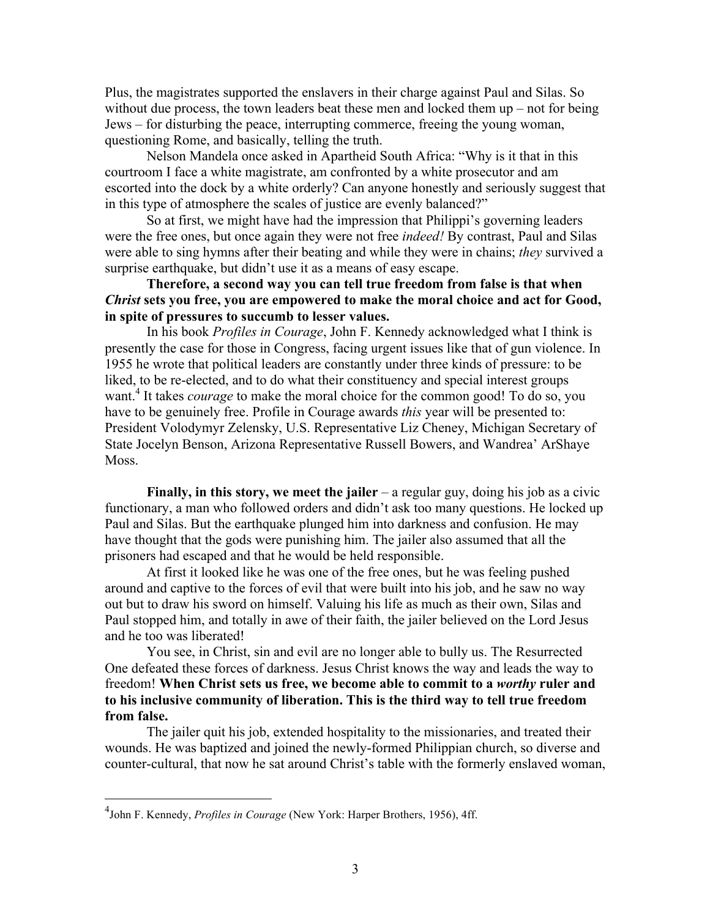Plus, the magistrates supported the enslavers in their charge against Paul and Silas. So without due process, the town leaders beat these men and locked them up – not for being Jews – for disturbing the peace, interrupting commerce, freeing the young woman, questioning Rome, and basically, telling the truth.

Nelson Mandela once asked in Apartheid South Africa: "Why is it that in this courtroom I face a white magistrate, am confronted by a white prosecutor and am escorted into the dock by a white orderly? Can anyone honestly and seriously suggest that in this type of atmosphere the scales of justice are evenly balanced?"

So at first, we might have had the impression that Philippi's governing leaders were the free ones, but once again they were not free *indeed!* By contrast, Paul and Silas were able to sing hymns after their beating and while they were in chains; *they* survived a surprise earthquake, but didn't use it as a means of easy escape.

**Therefore, a second way you can tell true freedom from false is that when *Christ* sets you free, you are empowered to make the moral choice and act for Good, in spite of pressures to succumb to lesser values.**

In his book *Profiles in Courage*, John F. Kennedy acknowledged what I think is presently the case for those in Congress, facing urgent issues like that of gun violence. In 1955 he wrote that political leaders are constantly under three kinds of pressure: to be liked, to be re-elected, and to do what their constituency and special interest groups want.[4] It takes *courage* to make the moral choice for the common good! To do so, you have to be genuinely free. Profile in Courage awards *this* year will be presented to: President Volodymyr Zelensky, U.S. Representative Liz Cheney, Michigan Secretary of State Jocelyn Benson, Arizona Representative Russell Bowers, and Wandrea' ArShaye Moss.

**Finally, in this story, we meet the jailer** – a regular guy, doing his job as a civic functionary, a man who followed orders and didn't ask too many questions. He locked up Paul and Silas. But the earthquake plunged him into darkness and confusion. He may have thought that the gods were punishing him. The jailer also assumed that all the prisoners had escaped and that he would be held responsible.

At first it looked like he was one of the free ones, but he was feeling pushed around and captive to the forces of evil that were built into his job, and he saw no way out but to draw his sword on himself. Valuing his life as much as their own, Silas and Paul stopped him, and totally in awe of their faith, the jailer believed on the Lord Jesus and he too was liberated!

You see, in Christ, sin and evil are no longer able to bully us. The Resurrected One defeated these forces of darkness. Jesus Christ knows the way and leads the way to freedom! **When Christ sets us free, we become able to commit to a *worthy* ruler and to his inclusive community of liberation. This is the third way to tell true freedom from false.**

The jailer quit his job, extended hospitality to the missionaries, and treated their wounds. He was baptized and joined the newly-formed Philippian church, so diverse and counter-cultural, that now he sat around Christ's table with the formerly enslaved woman,

---

[4]John F. Kennedy, *Profiles in Courage* (New York: Harper Brothers, 1956), 4ff.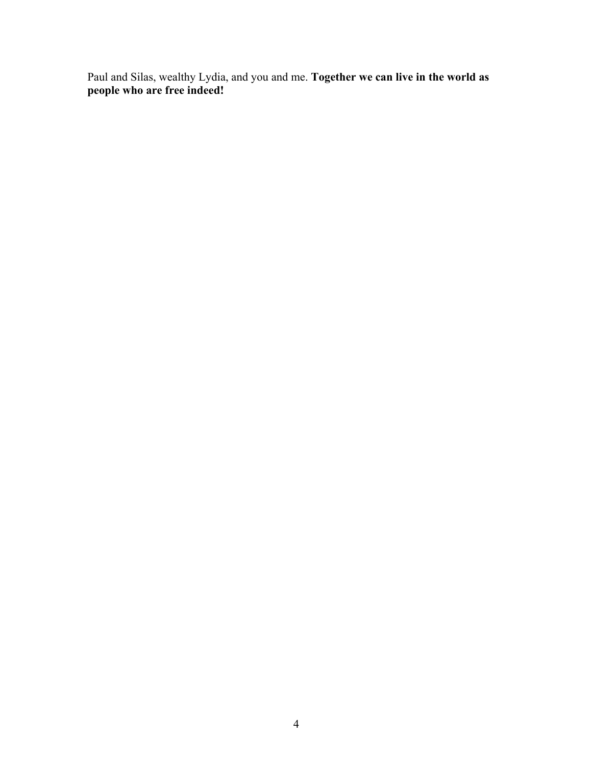Paul and Silas, wealthy Lydia, and you and me. **Together we can live in the world as people who are free indeed!**